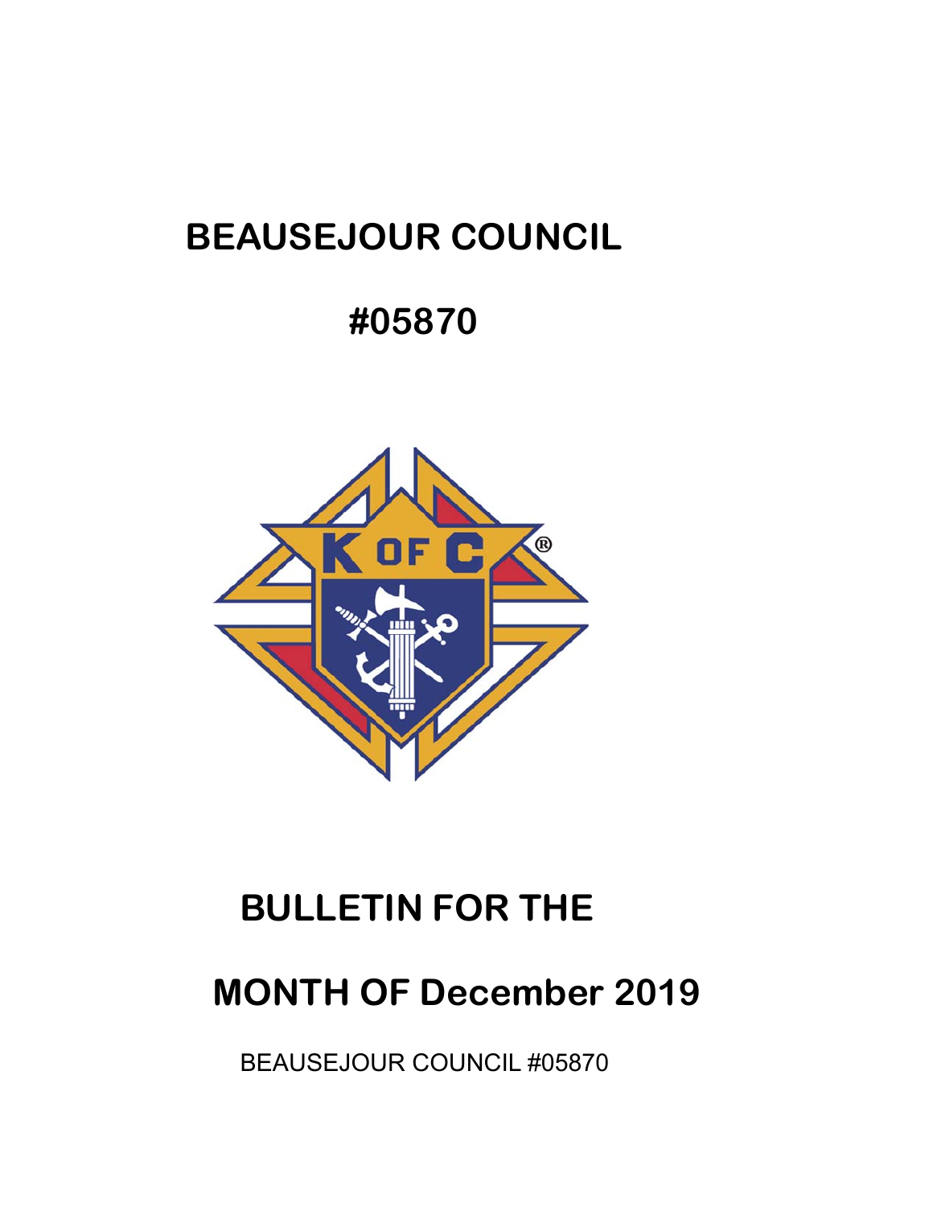# BEAUSEJOUR COUNCIL

# #05870

# BULLETIN FOR THE

# MONTH OF December 2019

BEAUSEJOUR COUNCIL #05870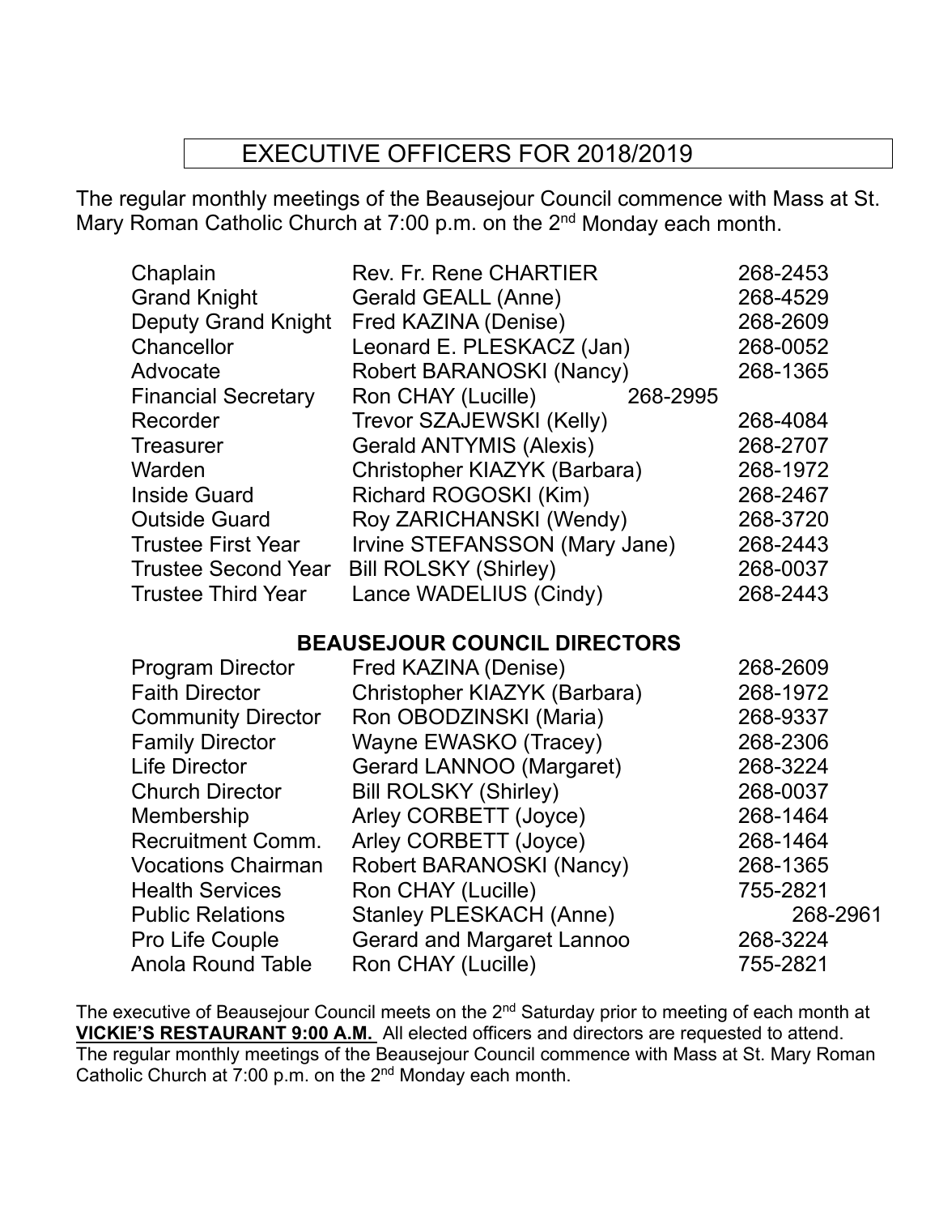# EXECUTIVE OFFICERS FOR 2018/2019

The regular monthly meetings of the Beausejour Council commence with Mass at St. Mary Roman Catholic Church at 7:00 p.m. on the 2nd Monday each month.

| | | |
|---|---|---|
| Chaplain | Rev. Fr. Rene CHARTIER | 268-2453 |
| Grand Knight | Gerald GEALL (Anne) | 268-4529 |
| Deputy Grand Knight | Fred KAZINA (Denise) | 268-2609 |
| Chancellor | Leonard E. PLESKACZ (Jan) | 268-0052 |
| Advocate | Robert BARANOSKI (Nancy) | 268-1365 |
| Financial Secretary | Ron CHAY (Lucille) | 268-2995 |
| Recorder | Trevor SZAJEWSKI (Kelly) | 268-4084 |
| Treasurer | Gerald ANTYMIS (Alexis) | 268-2707 |
| Warden | Christopher KIAZYK (Barbara) | 268-1972 |
| Inside Guard | Richard ROGOSKI (Kim) | 268-2467 |
| Outside Guard | Roy ZARICHANSKI (Wendy) | 268-3720 |
| Trustee First Year | Irvine STEFANSSON (Mary Jane) | 268-2443 |
| Trustee Second Year | Bill ROLSKY (Shirley) | 268-0037 |
| Trustee Third Year | Lance WADELIUS (Cindy) | 268-2443 |

## BEAUSEJOUR COUNCIL DIRECTORS

| | | |
|---|---|---|
| Program Director | Fred KAZINA (Denise) | 268-2609 |
| Faith Director | Christopher KIAZYK (Barbara) | 268-1972 |
| Community Director | Ron OBODZINSKI (Maria) | 268-9337 |
| Family Director | Wayne EWASKO (Tracey) | 268-2306 |
| Life Director | Gerard LANNOO (Margaret) | 268-3224 |
| Church Director | Bill ROLSKY (Shirley) | 268-0037 |
| Membership | Arley CORBETT (Joyce) | 268-1464 |
| Recruitment Comm. | Arley CORBETT (Joyce) | 268-1464 |
| Vocations Chairman | Robert BARANOSKI (Nancy) | 268-1365 |
| Health Services | Ron CHAY (Lucille) | 755-2821 |
| Public Relations | Stanley PLESKACH (Anne) | 268-2961 |
| Pro Life Couple | Gerard and Margaret Lannoo | 268-3224 |
| Anola Round Table | Ron CHAY (Lucille) | 755-2821 |

The executive of Beausejour Council meets on the 2nd Saturday prior to meeting of each month at **VICKIE'S RESTAURANT 9:00 A.M.** All elected officers and directors are requested to attend. The regular monthly meetings of the Beausejour Council commence with Mass at St. Mary Roman Catholic Church at 7:00 p.m. on the 2nd Monday each month.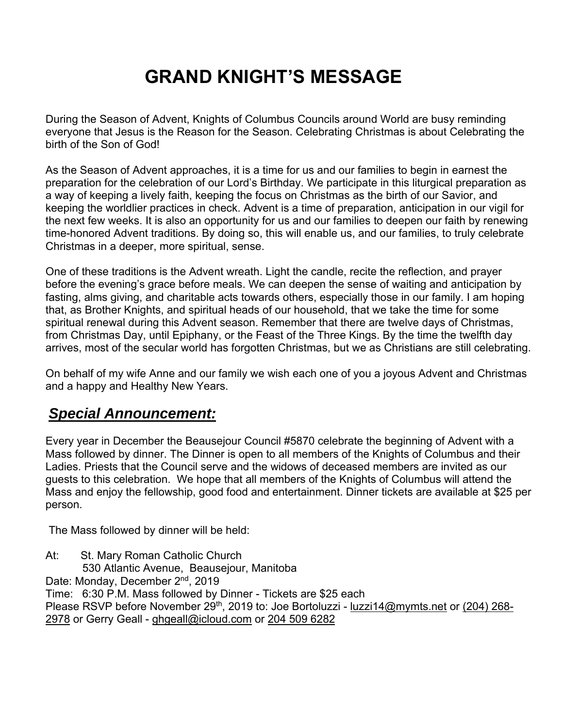# GRAND KNIGHT'S MESSAGE

During the Season of Advent, Knights of Columbus Councils around World are busy reminding everyone that Jesus is the Reason for the Season. Celebrating Christmas is about Celebrating the birth of the Son of God!

As the Season of Advent approaches, it is a time for us and our families to begin in earnest the preparation for the celebration of our Lord's Birthday. We participate in this liturgical preparation as a way of keeping a lively faith, keeping the focus on Christmas as the birth of our Savior, and keeping the worldlier practices in check. Advent is a time of preparation, anticipation in our vigil for the next few weeks. It is also an opportunity for us and our families to deepen our faith by renewing time-honored Advent traditions. By doing so, this will enable us, and our families, to truly celebrate Christmas in a deeper, more spiritual, sense.

One of these traditions is the Advent wreath. Light the candle, recite the reflection, and prayer before the evening's grace before meals. We can deepen the sense of waiting and anticipation by fasting, alms giving, and charitable acts towards others, especially those in our family. I am hoping that, as Brother Knights, and spiritual heads of our household, that we take the time for some spiritual renewal during this Advent season. Remember that there are twelve days of Christmas, from Christmas Day, until Epiphany, or the Feast of the Three Kings. By the time the twelfth day arrives, most of the secular world has forgotten Christmas, but we as Christians are still celebrating.

On behalf of my wife Anne and our family we wish each one of you a joyous Advent and Christmas and a happy and Healthy New Years.

## ***Special Announcement:***

Every year in December the Beausejour Council #5870 celebrate the beginning of Advent with a Mass followed by dinner. The Dinner is open to all members of the Knights of Columbus and their Ladies. Priests that the Council serve and the widows of deceased members are invited as our guests to this celebration. We hope that all members of the Knights of Columbus will attend the Mass and enjoy the fellowship, good food and entertainment. Dinner tickets are available at $25 per person.

The Mass followed by dinner will be held:

At: St. Mary Roman Catholic Church
530 Atlantic Avenue, Beausejour, Manitoba
Date: Monday, December 2nd, 2019
Time: 6:30 P.M. Mass followed by Dinner - Tickets are $25 each
Please RSVP before November 29th, 2019 to: Joe Bortoluzzi - luzzi14@mymts.net or (204) 268-2978 or Gerry Geall - ghgeall@icloud.com or 204 509 6282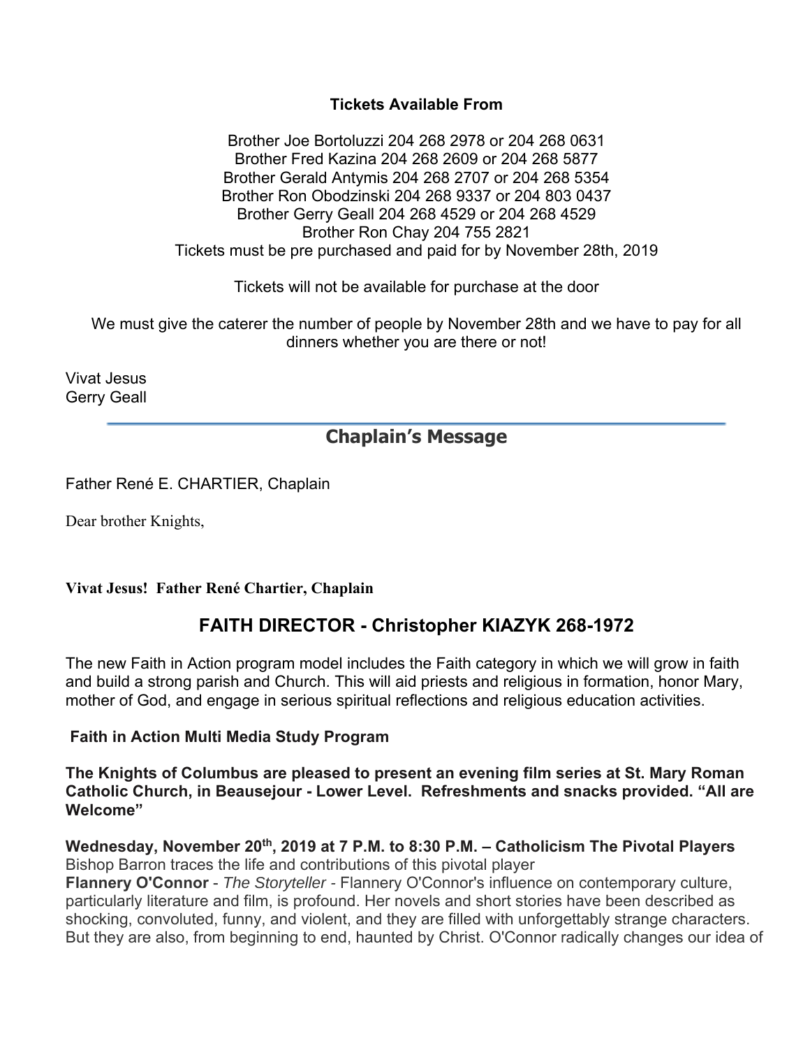**Tickets Available From**

Brother Joe Bortoluzzi 204 268 2978 or 204 268 0631
Brother Fred Kazina 204 268 2609 or 204 268 5877
Brother Gerald Antymis 204 268 2707 or 204 268 5354
Brother Ron Obodzinski 204 268 9337 or 204 803 0437
Brother Gerry Geall 204 268 4529 or 204 268 4529
Brother Ron Chay 204 755 2821
Tickets must be pre purchased and paid for by November 28th, 2019

Tickets will not be available for purchase at the door

We must give the caterer the number of people by November 28th and we have to pay for all dinners whether you are there or not!

Vivat Jesus
Gerry Geall

## Chaplain's Message

Father René E. CHARTIER, Chaplain

Dear brother Knights,

**Vivat Jesus! Father René Chartier, Chaplain**

## FAITH DIRECTOR - Christopher KIAZYK 268-1972

The new Faith in Action program model includes the Faith category in which we will grow in faith and build a strong parish and Church. This will aid priests and religious in formation, honor Mary, mother of God, and engage in serious spiritual reflections and religious education activities.

**Faith in Action Multi Media Study Program**

**The Knights of Columbus are pleased to present an evening film series at St. Mary Roman Catholic Church, in Beausejour - Lower Level. Refreshments and snacks provided. "All are Welcome"**

**Wednesday, November 20th, 2019 at 7 P.M. to 8:30 P.M. – Catholicism The Pivotal Players**
Bishop Barron traces the life and contributions of this pivotal player
**Flannery O'Connor** - *The Storyteller* - Flannery O'Connor's influence on contemporary culture, particularly literature and film, is profound. Her novels and short stories have been described as shocking, convoluted, funny, and violent, and they are filled with unforgettably strange characters. But they are also, from beginning to end, haunted by Christ. O'Connor radically changes our idea of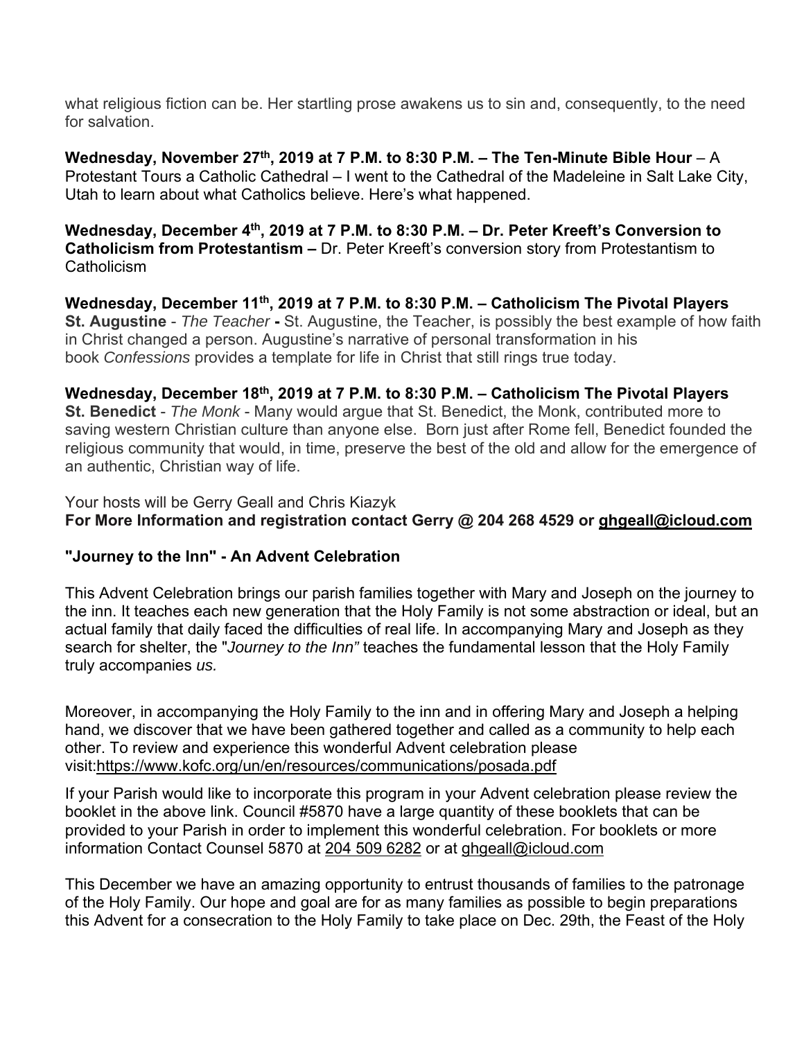what religious fiction can be. Her startling prose awakens us to sin and, consequently, to the need for salvation.

**Wednesday, November 27th, 2019 at 7 P.M. to 8:30 P.M. – The Ten-Minute Bible Hour** – A Protestant Tours a Catholic Cathedral – I went to the Cathedral of the Madeleine in Salt Lake City, Utah to learn about what Catholics believe. Here's what happened.

**Wednesday, December 4th, 2019 at 7 P.M. to 8:30 P.M. – Dr. Peter Kreeft's Conversion to Catholicism from Protestantism –** Dr. Peter Kreeft's conversion story from Protestantism to Catholicism

**Wednesday, December 11th, 2019 at 7 P.M. to 8:30 P.M. – Catholicism The Pivotal Players St. Augustine** - *The Teacher* **-** St. Augustine, the Teacher, is possibly the best example of how faith in Christ changed a person. Augustine's narrative of personal transformation in his book *Confessions* provides a template for life in Christ that still rings true today.

**Wednesday, December 18th, 2019 at 7 P.M. to 8:30 P.M. – Catholicism The Pivotal Players St. Benedict** - *The Monk* - Many would argue that St. Benedict, the Monk, contributed more to saving western Christian culture than anyone else. Born just after Rome fell, Benedict founded the religious community that would, in time, preserve the best of the old and allow for the emergence of an authentic, Christian way of life.

Your hosts will be Gerry Geall and Chris Kiazyk
**For More Information and registration contact Gerry @ 204 268 4529 or ghgeall@icloud.com**

**"Journey to the Inn" - An Advent Celebration**

This Advent Celebration brings our parish families together with Mary and Joseph on the journey to the inn. It teaches each new generation that the Holy Family is not some abstraction or ideal, but an actual family that daily faced the difficulties of real life. In accompanying Mary and Joseph as they search for shelter, the "*Journey to the Inn"* teaches the fundamental lesson that the Holy Family truly accompanies *us.*

Moreover, in accompanying the Holy Family to the inn and in offering Mary and Joseph a helping hand, we discover that we have been gathered together and called as a community to help each other. To review and experience this wonderful Advent celebration please visit:https://www.kofc.org/un/en/resources/communications/posada.pdf

If your Parish would like to incorporate this program in your Advent celebration please review the booklet in the above link. Council #5870 have a large quantity of these booklets that can be provided to your Parish in order to implement this wonderful celebration. For booklets or more information Contact Counsel 5870 at 204 509 6282 or at ghgeall@icloud.com

This December we have an amazing opportunity to entrust thousands of families to the patronage of the Holy Family. Our hope and goal are for as many families as possible to begin preparations this Advent for a consecration to the Holy Family to take place on Dec. 29th, the Feast of the Holy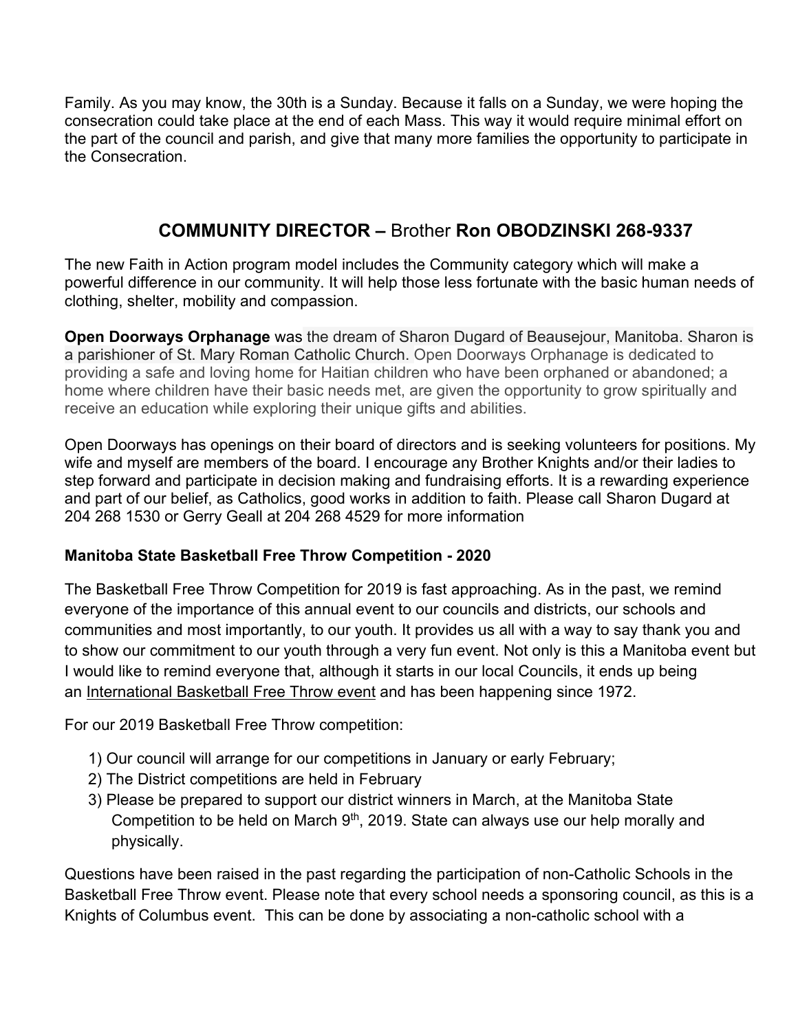Family. As you may know, the 30th is a Sunday. Because it falls on a Sunday, we were hoping the consecration could take place at the end of each Mass. This way it would require minimal effort on the part of the council and parish, and give that many more families the opportunity to participate in the Consecration.

## **COMMUNITY DIRECTOR –** Brother **Ron OBODZINSKI 268-9337**

The new Faith in Action program model includes the Community category which will make a powerful difference in our community. It will help those less fortunate with the basic human needs of clothing, shelter, mobility and compassion.

**Open Doorways Orphanage** was the dream of Sharon Dugard of Beausejour, Manitoba. Sharon is a parishioner of St. Mary Roman Catholic Church. Open Doorways Orphanage is dedicated to providing a safe and loving home for Haitian children who have been orphaned or abandoned; a home where children have their basic needs met, are given the opportunity to grow spiritually and receive an education while exploring their unique gifts and abilities.

Open Doorways has openings on their board of directors and is seeking volunteers for positions. My wife and myself are members of the board. I encourage any Brother Knights and/or their ladies to step forward and participate in decision making and fundraising efforts. It is a rewarding experience and part of our belief, as Catholics, good works in addition to faith. Please call Sharon Dugard at 204 268 1530 or Gerry Geall at 204 268 4529 for more information

### **Manitoba State Basketball Free Throw Competition - 2020**

The Basketball Free Throw Competition for 2019 is fast approaching. As in the past, we remind everyone of the importance of this annual event to our councils and districts, our schools and communities and most importantly, to our youth. It provides us all with a way to say thank you and to show our commitment to our youth through a very fun event. Not only is this a Manitoba event but I would like to remind everyone that, although it starts in our local Councils, it ends up being an International Basketball Free Throw event and has been happening since 1972.

For our 2019 Basketball Free Throw competition:

1) Our council will arrange for our competitions in January or early February;
2) The District competitions are held in February
3) Please be prepared to support our district winners in March, at the Manitoba State Competition to be held on March 9th, 2019. State can always use our help morally and physically.

Questions have been raised in the past regarding the participation of non-Catholic Schools in the Basketball Free Throw event. Please note that every school needs a sponsoring council, as this is a Knights of Columbus event. This can be done by associating a non-catholic school with a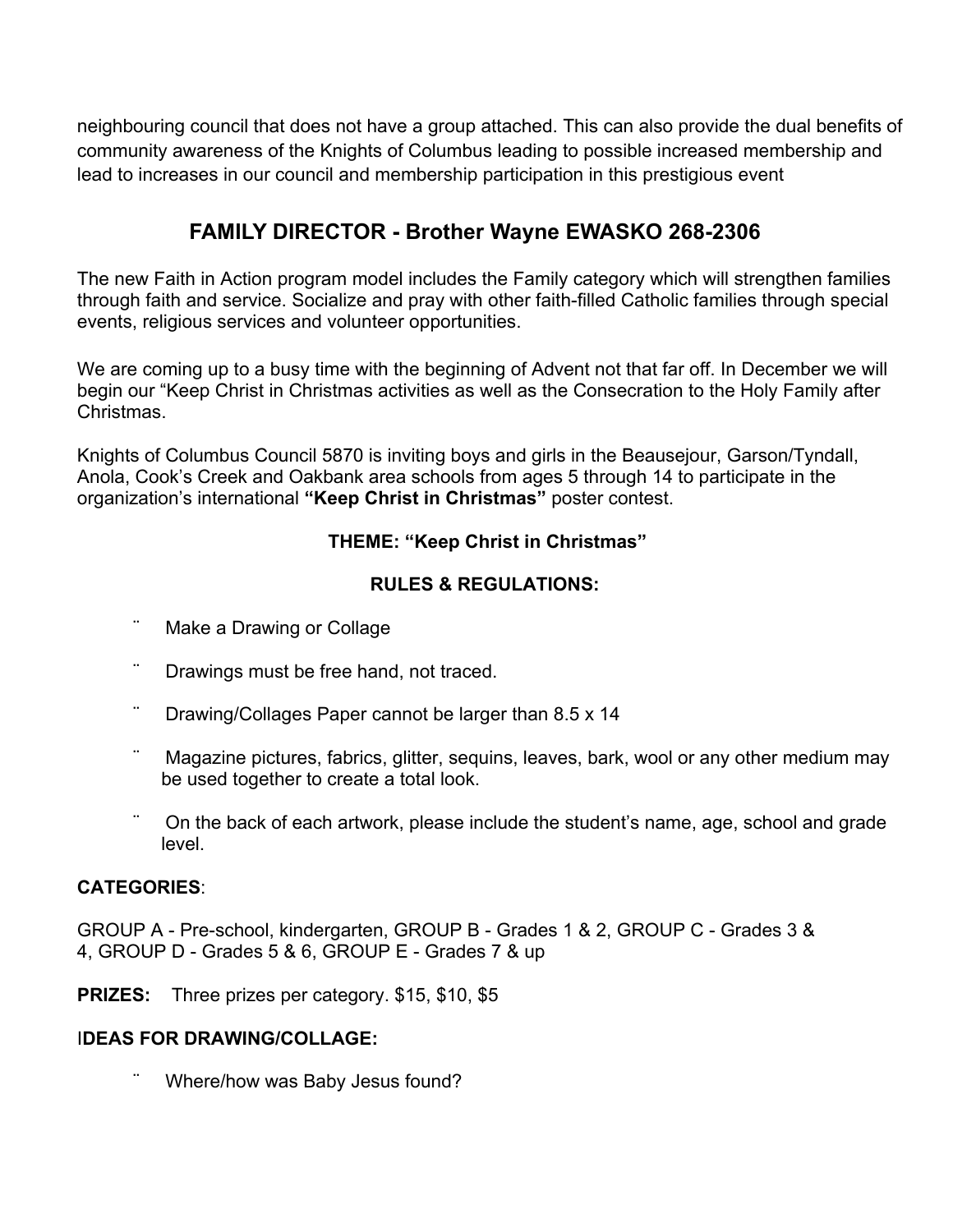neighbouring council that does not have a group attached. This can also provide the dual benefits of community awareness of the Knights of Columbus leading to possible increased membership and lead to increases in our council and membership participation in this prestigious event

## FAMILY DIRECTOR - Brother Wayne EWASKO 268-2306

The new Faith in Action program model includes the Family category which will strengthen families through faith and service. Socialize and pray with other faith-filled Catholic families through special events, religious services and volunteer opportunities.

We are coming up to a busy time with the beginning of Advent not that far off. In December we will begin our "Keep Christ in Christmas activities as well as the Consecration to the Holy Family after Christmas.

Knights of Columbus Council 5870 is inviting boys and girls in the Beausejour, Garson/Tyndall, Anola, Cook's Creek and Oakbank area schools from ages 5 through 14 to participate in the organization's international **"Keep Christ in Christmas"** poster contest.

**THEME: "Keep Christ in Christmas"**

**RULES & REGULATIONS:**

- Make a Drawing or Collage
- Drawings must be free hand, not traced.
- Drawing/Collages Paper cannot be larger than 8.5 x 14
- Magazine pictures, fabrics, glitter, sequins, leaves, bark, wool or any other medium may be used together to create a total look.
- On the back of each artwork, please include the student's name, age, school and grade level.

**CATEGORIES**:

GROUP A - Pre-school, kindergarten, GROUP B - Grades 1 & 2, GROUP C - Grades 3 & 4, GROUP D - Grades 5 & 6, GROUP E - Grades 7 & up

**PRIZES:** Three prizes per category. $15, $10, $5

**IDEAS FOR DRAWING/COLLAGE:**

- Where/how was Baby Jesus found?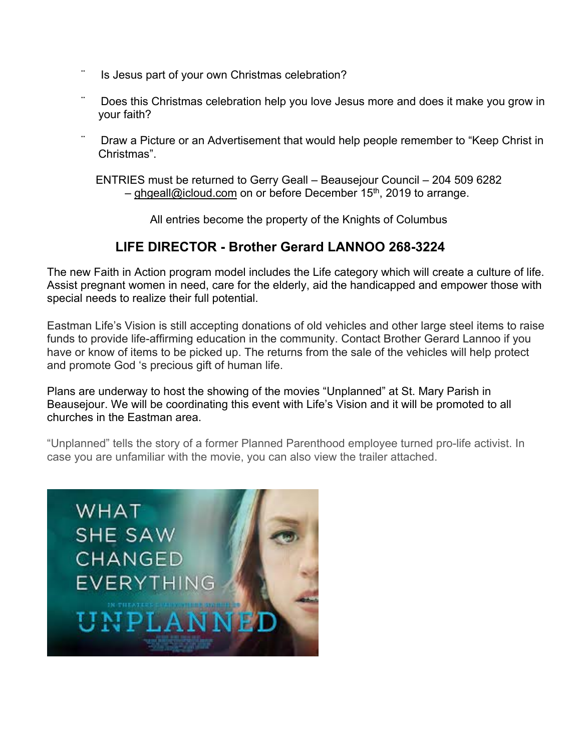- Is Jesus part of your own Christmas celebration?
- Does this Christmas celebration help you love Jesus more and does it make you grow in your faith?
- Draw a Picture or an Advertisement that would help people remember to "Keep Christ in Christmas".

ENTRIES must be returned to Gerry Geall – Beausejour Council – 204 509 6282 – ghgeall@icloud.com on or before December 15th, 2019 to arrange.

All entries become the property of the Knights of Columbus

## LIFE DIRECTOR - Brother Gerard LANNOO 268-3224

The new Faith in Action program model includes the Life category which will create a culture of life. Assist pregnant women in need, care for the elderly, aid the handicapped and empower those with special needs to realize their full potential.

Eastman Life's Vision is still accepting donations of old vehicles and other large steel items to raise funds to provide life-affirming education in the community. Contact Brother Gerard Lannoo if you have or know of items to be picked up. The returns from the sale of the vehicles will help protect and promote God 's precious gift of human life.

Plans are underway to host the showing of the movies "Unplanned" at St. Mary Parish in Beausejour. We will be coordinating this event with Life's Vision and it will be promoted to all churches in the Eastman area.

"Unplanned" tells the story of a former Planned Parenthood employee turned pro-life activist. In case you are unfamiliar with the movie, you can also view the trailer attached.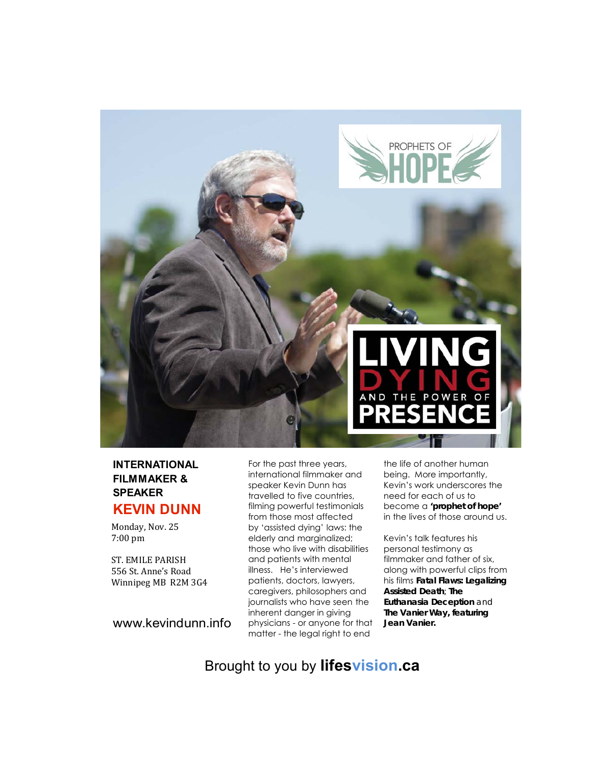PROPHETS OF HOPE

# LIVING DYING AND THE POWER OF PRESENCE

**INTERNATIONAL FILMMAKER & SPEAKER**

## KEVIN DUNN

Monday, Nov. 25
7:00 pm

ST. EMILE PARISH
556 St. Anne's Road
Winnipeg MB R2M 3G4

www.kevindunn.info

For the past three years, international filmmaker and speaker Kevin Dunn has travelled to five countries, filming powerful testimonials from those most affected by 'assisted dying' laws: the elderly and marginalized; those who live with disabilities and patients with mental illness. He's interviewed patients, doctors, lawyers, caregivers, philosophers and journalists who have seen the inherent danger in giving physicians - or anyone for that matter - the legal right to end the life of another human being. More importantly, Kevin's work underscores the need for each of us to become a **'prophet of hope'** in the lives of those around us.

Kevin's talk features his personal testimony as filmmaker and father of six, along with powerful clips from his films **Fatal Flaws: Legalizing Assisted Death**; **The Euthanasia Deception** and **The Vanier Way, featuring Jean Vanier.**

Brought to you by **lifesvision.ca**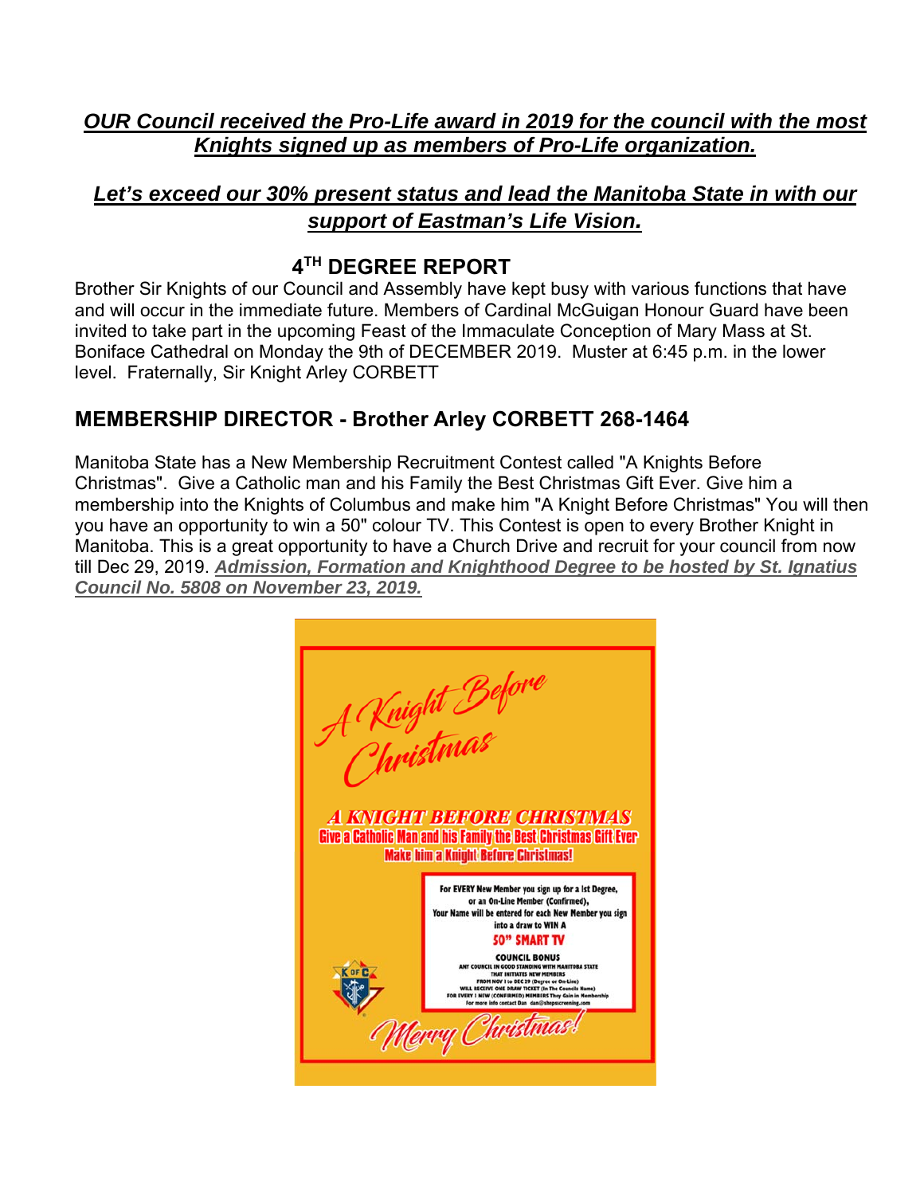***OUR Council received the Pro-Life award in 2019 for the council with the most Knights signed up as members of Pro-Life organization.***

***Let's exceed our 30% present status and lead the Manitoba State in with our support of Eastman's Life Vision.***

## 4TH DEGREE REPORT

Brother Sir Knights of our Council and Assembly have kept busy with various functions that have and will occur in the immediate future. Members of Cardinal McGuigan Honour Guard have been invited to take part in the upcoming Feast of the Immaculate Conception of Mary Mass at St. Boniface Cathedral on Monday the 9th of DECEMBER 2019. Muster at 6:45 p.m. in the lower level. Fraternally, Sir Knight Arley CORBETT

## MEMBERSHIP DIRECTOR - Brother Arley CORBETT 268-1464

Manitoba State has a New Membership Recruitment Contest called "A Knights Before Christmas". Give a Catholic man and his Family the Best Christmas Gift Ever. Give him a membership into the Knights of Columbus and make him "A Knight Before Christmas" You will then you have an opportunity to win a 50" colour TV. This Contest is open to every Brother Knight in Manitoba. This is a great opportunity to have a Church Drive and recruit for your council from now till Dec 29, 2019. ***Admission, Formation and Knighthood Degree to be hosted by St. Ignatius Council No. 5808 on November 23, 2019.***

A Knight Before Christmas

A KNIGHT BEFORE CHRISTMAS

Give a Catholic Man and his Family the Best Christmas Gift Ever

Make him a Knight Before Christmas!

For EVERY New Member you sign up for a Ist Degree, or an On-Line Member (Confirmed), Your Name will be entered for each New Member you sign into a draw to WIN A

50" SMART TV

COUNCIL BONUS

ANY COUNCIL IN GOOD STANDING WITH MANITOBA STATE THAT INITIATES NEW MEMBERS FROM NOV 1 to DEC 29 (Degree or On-Line) WILL RECEIVE ONE DRAW TICKET (In The Councils Name) FOR EVERY 1 NEW (CONFIRMED) MEMBERS They Gain in Membership For more info contact Dan dan@shepscreening.com

Merry Christmas!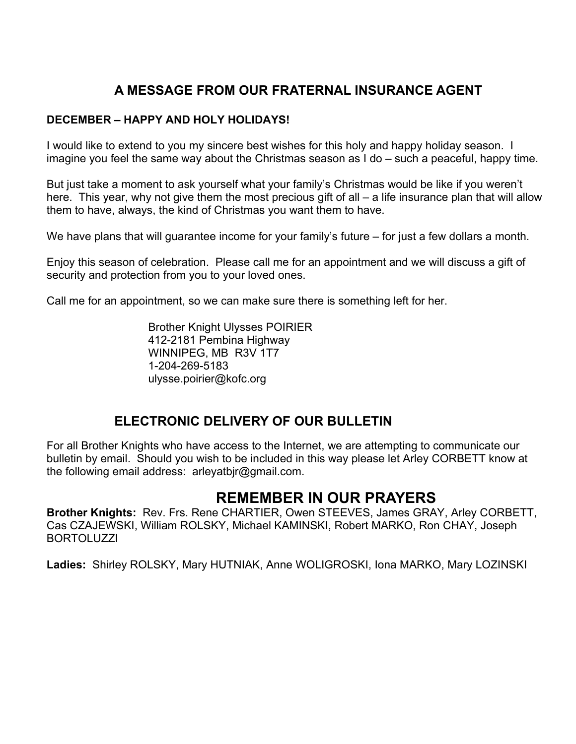## A MESSAGE FROM OUR FRATERNAL INSURANCE AGENT

**DECEMBER – HAPPY AND HOLY HOLIDAYS!**

I would like to extend to you my sincere best wishes for this holy and happy holiday season. I imagine you feel the same way about the Christmas season as I do – such a peaceful, happy time.

But just take a moment to ask yourself what your family's Christmas would be like if you weren't here. This year, why not give them the most precious gift of all – a life insurance plan that will allow them to have, always, the kind of Christmas you want them to have.

We have plans that will guarantee income for your family's future – for just a few dollars a month.

Enjoy this season of celebration. Please call me for an appointment and we will discuss a gift of security and protection from you to your loved ones.

Call me for an appointment, so we can make sure there is something left for her.

Brother Knight Ulysses POIRIER
412-2181 Pembina Highway
WINNIPEG, MB R3V 1T7
1-204-269-5183
ulysse.poirier@kofc.org

## ELECTRONIC DELIVERY OF OUR BULLETIN

For all Brother Knights who have access to the Internet, we are attempting to communicate our bulletin by email. Should you wish to be included in this way please let Arley CORBETT know at the following email address: arleyatbjr@gmail.com.

## REMEMBER IN OUR PRAYERS

**Brother Knights:** Rev. Frs. Rene CHARTIER, Owen STEEVES, James GRAY, Arley CORBETT, Cas CZAJEWSKI, William ROLSKY, Michael KAMINSKI, Robert MARKO, Ron CHAY, Joseph BORTOLUZZI

**Ladies:** Shirley ROLSKY, Mary HUTNIAK, Anne WOLIGROSKI, Iona MARKO, Mary LOZINSKI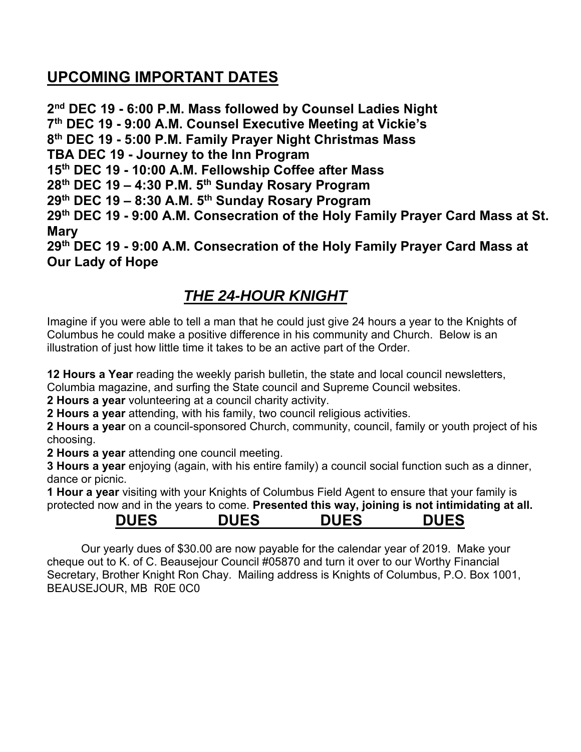## UPCOMING IMPORTANT DATES

**2nd DEC 19 - 6:00 P.M. Mass followed by Counsel Ladies Night**
**7th DEC 19 - 9:00 A.M. Counsel Executive Meeting at Vickie's**
**8th DEC 19 - 5:00 P.M. Family Prayer Night Christmas Mass**
**TBA DEC 19 - Journey to the Inn Program**
**15th DEC 19 - 10:00 A.M. Fellowship Coffee after Mass**
**28th DEC 19 – 4:30 P.M. 5th Sunday Rosary Program**
**29th DEC 19 – 8:30 A.M. 5th Sunday Rosary Program**
**29th DEC 19 - 9:00 A.M. Consecration of the Holy Family Prayer Card Mass at St. Mary**
**29th DEC 19 - 9:00 A.M. Consecration of the Holy Family Prayer Card Mass at Our Lady of Hope**

## *THE 24-HOUR KNIGHT*

Imagine if you were able to tell a man that he could just give 24 hours a year to the Knights of Columbus he could make a positive difference in his community and Church. Below is an illustration of just how little time it takes to be an active part of the Order.

**12 Hours a Year** reading the weekly parish bulletin, the state and local council newsletters, Columbia magazine, and surfing the State council and Supreme Council websites.
**2 Hours a year** volunteering at a council charity activity.
**2 Hours a year** attending, with his family, two council religious activities.
**2 Hours a year** on a council-sponsored Church, community, council, family or youth project of his choosing.
**2 Hours a year** attending one council meeting.
**3 Hours a year** enjoying (again, with his entire family) a council social function such as a dinner, dance or picnic.
**1 Hour a year** visiting with your Knights of Columbus Field Agent to ensure that your family is protected now and in the years to come. **Presented this way, joining is not intimidating at all.**

## DUES DUES DUES DUES

Our yearly dues of $30.00 are now payable for the calendar year of 2019. Make your cheque out to K. of C. Beausejour Council #05870 and turn it over to our Worthy Financial Secretary, Brother Knight Ron Chay. Mailing address is Knights of Columbus, P.O. Box 1001, BEAUSEJOUR, MB R0E 0C0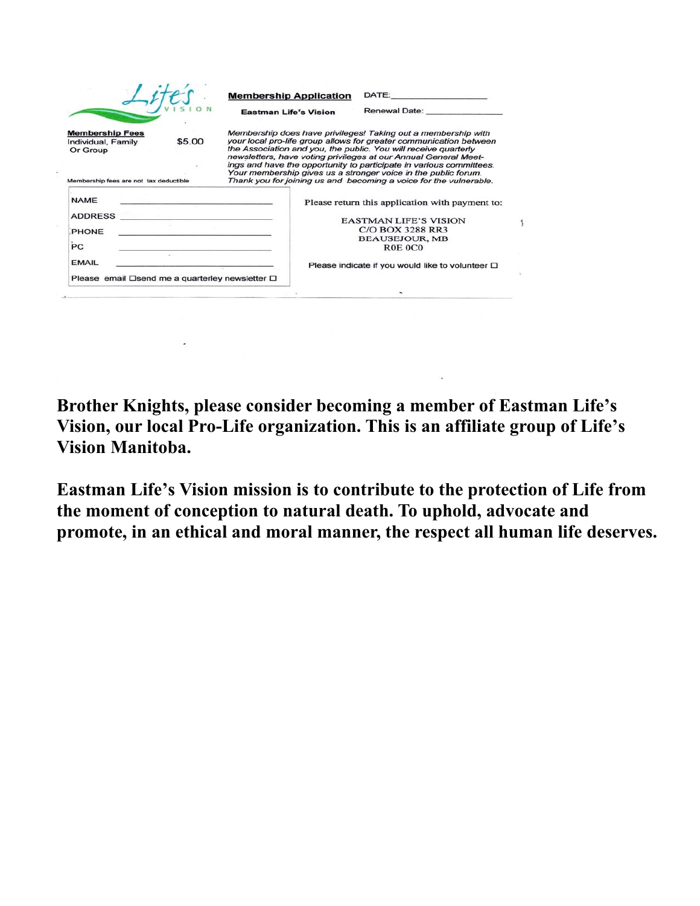Life's VISION

**Membership Application** DATE:\_\_\_\_\_\_\_\_\_\_\_\_\_\_\_\_\_\_

**Eastman Life's Vision** Renewal Date: \_\_\_\_\_\_\_\_\_\_\_\_\_\_\_\_

**Membership Fees**
Individual, Family Or Group $5.00

Membership fees are not tax deductible

*Membership does have privileges! Taking out a membership with your local pro-life group allows for greater communication between the Association and you, the public. You will receive quarterly newsletters, have voting privileges at our Annual General Meetings and have the opportunity to participate in various committees. Your membership gives us a stronger voice in the public forum. Thank you for joining us and becoming a voice for the vulnerable.*

NAME \_\_\_\_\_\_\_\_\_\_\_\_\_\_\_\_\_\_\_\_\_\_\_\_\_\_\_\_\_\_

ADDRESS \_\_\_\_\_\_\_\_\_\_\_\_\_\_\_\_\_\_\_\_\_\_\_\_\_\_\_\_\_\_

PHONE \_\_\_\_\_\_\_\_\_\_\_\_\_\_\_\_\_\_\_\_\_\_\_\_\_\_\_\_\_\_

PC \_\_\_\_\_\_\_\_\_\_\_\_\_\_\_\_\_\_\_\_\_\_\_\_\_\_\_\_\_\_

EMAIL \_\_\_\_\_\_\_\_\_\_\_\_\_\_\_\_\_\_\_\_\_\_\_\_\_\_\_\_\_\_

Please email ☐send me a quarterley newsletter ☐

Please return this application with payment to:

EASTMAN LIFE'S VISION
C/O BOX 3288 RR3
BEAUSEJOUR, MB
R0E 0C0

Please indicate if you would like to volunteer ☐

**Brother Knights, please consider becoming a member of Eastman Life's Vision, our local Pro-Life organization. This is an affiliate group of Life's Vision Manitoba.**

**Eastman Life's Vision mission is to contribute to the protection of Life from the moment of conception to natural death. To uphold, advocate and promote, in an ethical and moral manner, the respect all human life deserves.**